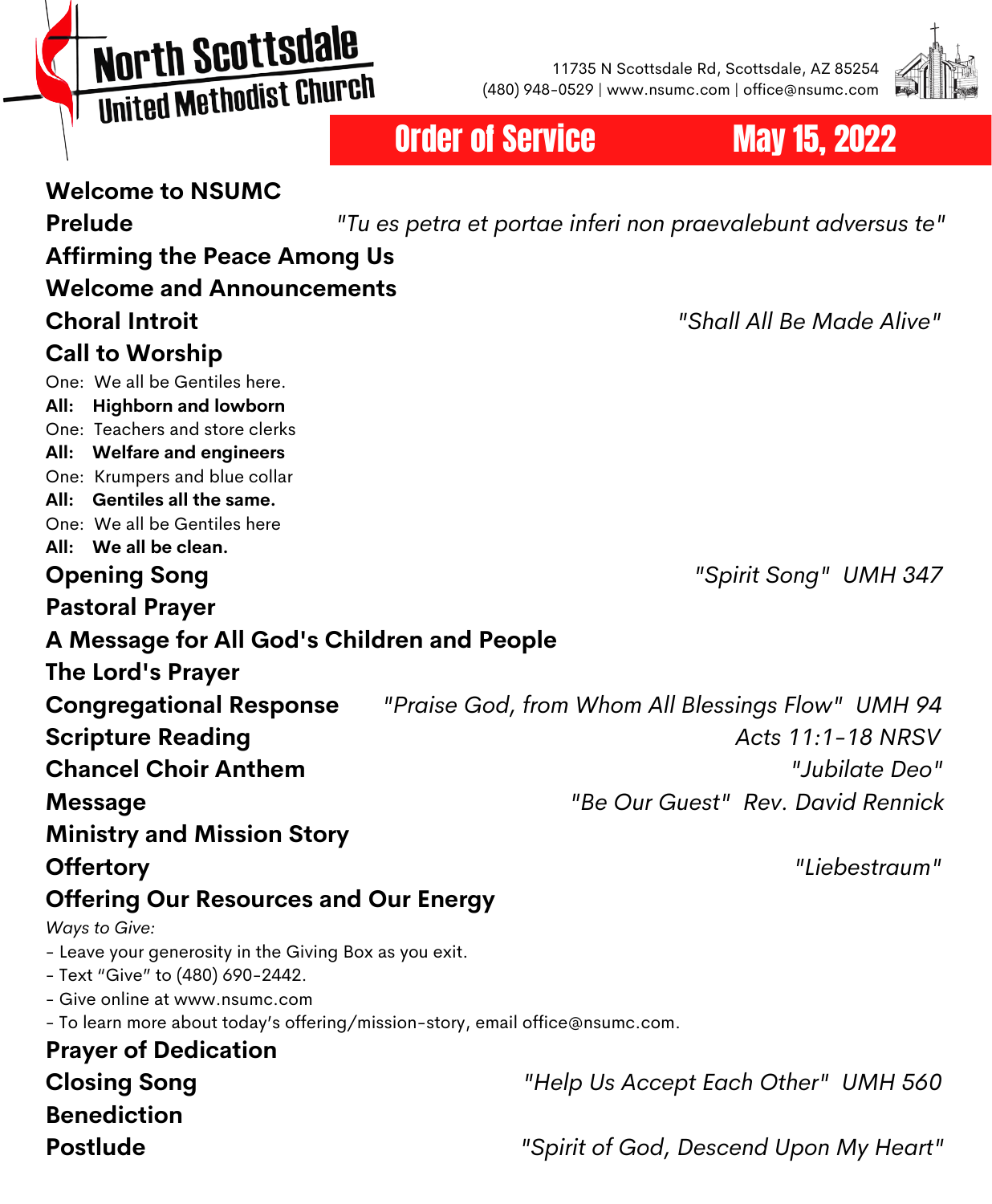# North Scottsdale United Methodist Church

11735 N Scottsdale Rd, Scottsdale, AZ 85254
(480) 948-0529 | www.nsumc.com | office@nsumc.com

## Order of Service — May 15, 2022

**Welcome to NSUMC**

**Prelude** — *"Tu es petra et portae inferi non praevalebunt adversus te"*

**Affirming the Peace Among Us**

**Welcome and Announcements**

**Choral Introit** — *"Shall All Be Made Alive"*

**Call to Worship**

One: We all be Gentiles here.
**All: Highborn and lowborn**
One: Teachers and store clerks
**All: Welfare and engineers**
One: Krumpers and blue collar
**All: Gentiles all the same.**
One: We all be Gentiles here
**All: We all be clean.**

**Opening Song** — *"Spirit Song" UMH 347*

**Pastoral Prayer**

**A Message for All God's Children and People**

**The Lord's Prayer**

**Congregational Response** — *"Praise God, from Whom All Blessings Flow" UMH 94*

**Scripture Reading** — *Acts 11:1-18 NRSV*

**Chancel Choir Anthem** — *"Jubilate Deo"*

**Message** — *"Be Our Guest" Rev. David Rennick*

**Ministry and Mission Story**

**Offertory** — *"Liebestraum"*

**Offering Our Resources and Our Energy**

*Ways to Give:*
- Leave your generosity in the Giving Box as you exit.
- Text "Give" to (480) 690-2442.
- Give online at www.nsumc.com
- To learn more about today's offering/mission-story, email office@nsumc.com.

**Prayer of Dedication**

**Closing Song** — *"Help Us Accept Each Other" UMH 560*

**Benediction**

**Postlude** — *"Spirit of God, Descend Upon My Heart"*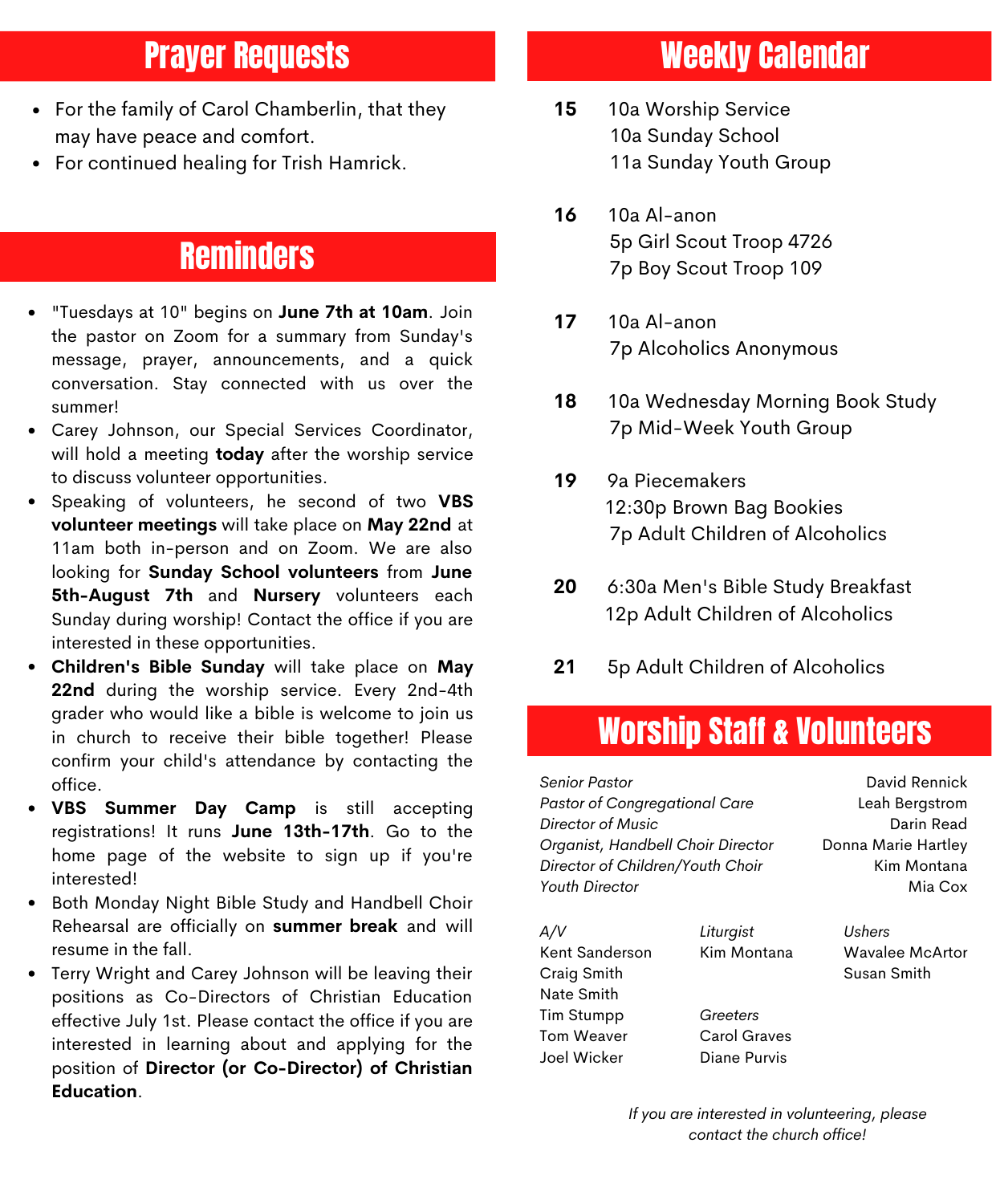## Prayer Requests

- For the family of Carol Chamberlin, that they may have peace and comfort.
- For continued healing for Trish Hamrick.

## Reminders

- "Tuesdays at 10" begins on **June 7th at 10am**. Join the pastor on Zoom for a summary from Sunday's message, prayer, announcements, and a quick conversation. Stay connected with us over the summer!
- Carey Johnson, our Special Services Coordinator, will hold a meeting **today** after the worship service to discuss volunteer opportunities.
- Speaking of volunteers, he second of two **VBS volunteer meetings** will take place on **May 22nd** at 11am both in-person and on Zoom. We are also looking for **Sunday School volunteers** from **June 5th-August 7th** and **Nursery** volunteers each Sunday during worship! Contact the office if you are interested in these opportunities.
- **Children's Bible Sunday** will take place on **May 22nd** during the worship service. Every 2nd-4th grader who would like a bible is welcome to join us in church to receive their bible together! Please confirm your child's attendance by contacting the office.
- **VBS Summer Day Camp** is still accepting registrations! It runs **June 13th-17th**. Go to the home page of the website to sign up if you're interested!
- Both Monday Night Bible Study and Handbell Choir Rehearsal are officially on **summer break** and will resume in the fall.
- Terry Wright and Carey Johnson will be leaving their positions as Co-Directors of Christian Education effective July 1st. Please contact the office if you are interested in learning about and applying for the position of **Director (or Co-Director) of Christian Education**.

## Weekly Calendar

**15** 10a Worship Service
10a Sunday School
11a Sunday Youth Group

**16** 10a Al-anon
5p Girl Scout Troop 4726
7p Boy Scout Troop 109

**17** 10a Al-anon
7p Alcoholics Anonymous

**18** 10a Wednesday Morning Book Study
7p Mid-Week Youth Group

**19** 9a Piecemakers
12:30p Brown Bag Bookies
7p Adult Children of Alcoholics

**20** 6:30a Men's Bible Study Breakfast
12p Adult Children of Alcoholics

**21** 5p Adult Children of Alcoholics

## Worship Staff & Volunteers

| | |
|---|---|
| *Senior Pastor* | David Rennick |
| *Pastor of Congregational Care* | Leah Bergstrom |
| *Director of Music* | Darin Read |
| *Organist, Handbell Choir Director* | Donna Marie Hartley |
| *Director of Children/Youth Choir* | Kim Montana |
| *Youth Director* | Mia Cox |

*A/V*
Kent Sanderson
Craig Smith
Nate Smith
Tim Stumpp
Tom Weaver
Joel Wicker

*Liturgist*
Kim Montana

*Greeters*
Carol Graves
Diane Purvis

*Ushers*
Wavalee McArtor
Susan Smith

*If you are interested in volunteering, please contact the church office!*